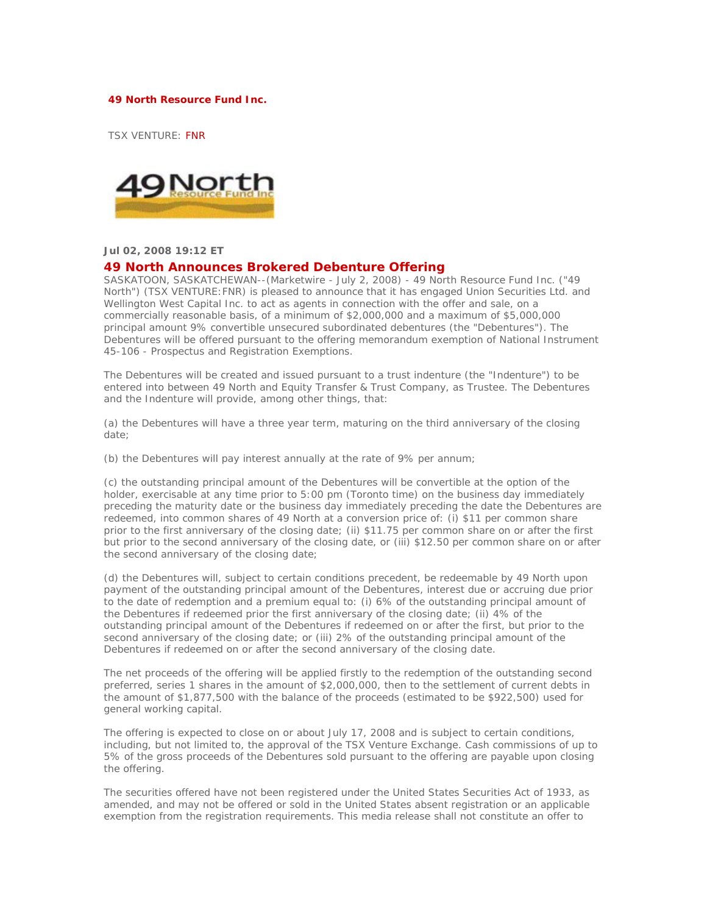**49 North Resource Fund Inc.**

TSX VENTURE: FNR

**Jul 02, 2008 19:12 ET**

## 49 North Announces Brokered Debenture Offering

SASKATOON, SASKATCHEWAN--(Marketwire - July 2, 2008) - 49 North Resource Fund Inc. ("49 North") (TSX VENTURE:FNR) is pleased to announce that it has engaged Union Securities Ltd. and Wellington West Capital Inc. to act as agents in connection with the offer and sale, on a commercially reasonable basis, of a minimum of $2,000,000 and a maximum of $5,000,000 principal amount 9% convertible unsecured subordinated debentures (the "Debentures"). The Debentures will be offered pursuant to the offering memorandum exemption of National Instrument 45-106 - Prospectus and Registration Exemptions.

The Debentures will be created and issued pursuant to a trust indenture (the "Indenture") to be entered into between 49 North and Equity Transfer & Trust Company, as Trustee. The Debentures and the Indenture will provide, among other things, that:

(a) the Debentures will have a three year term, maturing on the third anniversary of the closing date;

(b) the Debentures will pay interest annually at the rate of 9% per annum;

(c) the outstanding principal amount of the Debentures will be convertible at the option of the holder, exercisable at any time prior to 5:00 pm (Toronto time) on the business day immediately preceding the maturity date or the business day immediately preceding the date the Debentures are redeemed, into common shares of 49 North at a conversion price of: (i) $11 per common share prior to the first anniversary of the closing date; (ii) $11.75 per common share on or after the first but prior to the second anniversary of the closing date, or (iii) $12.50 per common share on or after the second anniversary of the closing date;

(d) the Debentures will, subject to certain conditions precedent, be redeemable by 49 North upon payment of the outstanding principal amount of the Debentures, interest due or accruing due prior to the date of redemption and a premium equal to: (i) 6% of the outstanding principal amount of the Debentures if redeemed prior the first anniversary of the closing date; (ii) 4% of the outstanding principal amount of the Debentures if redeemed on or after the first, but prior to the second anniversary of the closing date; or (iii) 2% of the outstanding principal amount of the Debentures if redeemed on or after the second anniversary of the closing date.

The net proceeds of the offering will be applied firstly to the redemption of the outstanding second preferred, series 1 shares in the amount of $2,000,000, then to the settlement of current debts in the amount of $1,877,500 with the balance of the proceeds (estimated to be $922,500) used for general working capital.

The offering is expected to close on or about July 17, 2008 and is subject to certain conditions, including, but not limited to, the approval of the TSX Venture Exchange. Cash commissions of up to 5% of the gross proceeds of the Debentures sold pursuant to the offering are payable upon closing the offering.

The securities offered have not been registered under the United States Securities Act of 1933, as amended, and may not be offered or sold in the United States absent registration or an applicable exemption from the registration requirements. This media release shall not constitute an offer to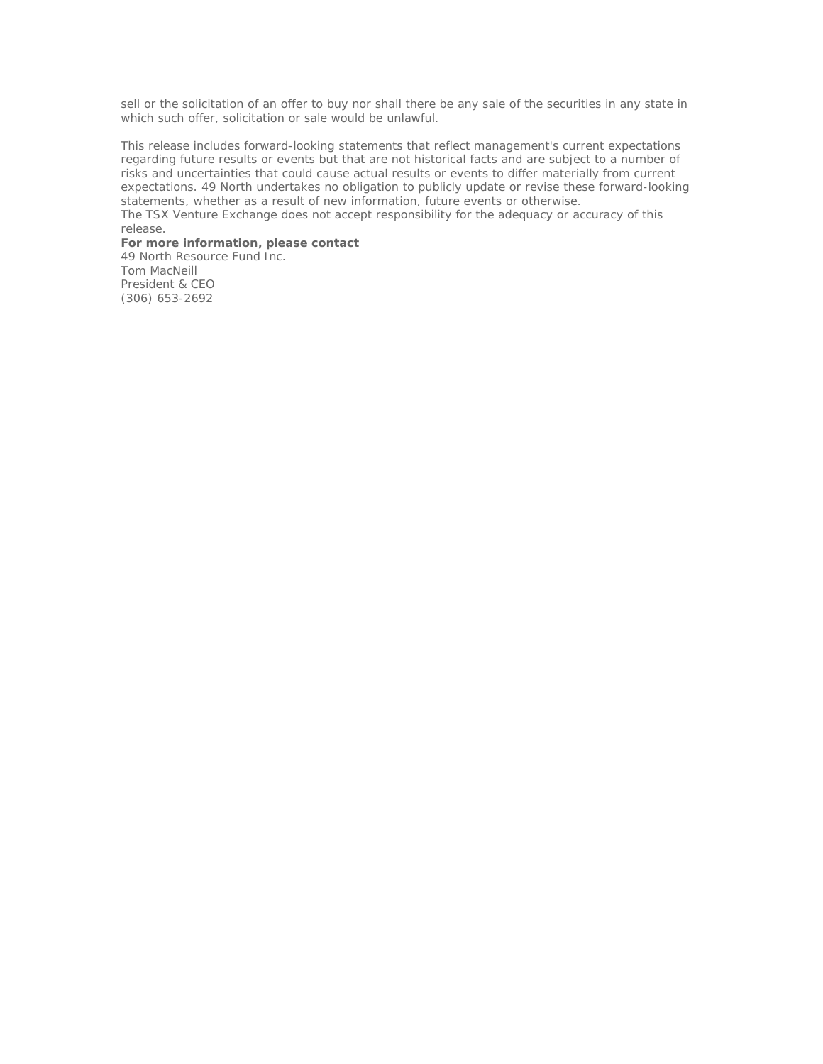sell or the solicitation of an offer to buy nor shall there be any sale of the securities in any state in which such offer, solicitation or sale would be unlawful.

This release includes forward-looking statements that reflect management's current expectations regarding future results or events but that are not historical facts and are subject to a number of risks and uncertainties that could cause actual results or events to differ materially from current expectations. 49 North undertakes no obligation to publicly update or revise these forward-looking statements, whether as a result of new information, future events or otherwise.
The TSX Venture Exchange does not accept responsibility for the adequacy or accuracy of this release.
**For more information, please contact**
49 North Resource Fund Inc.
Tom MacNeill
President & CEO
(306) 653-2692